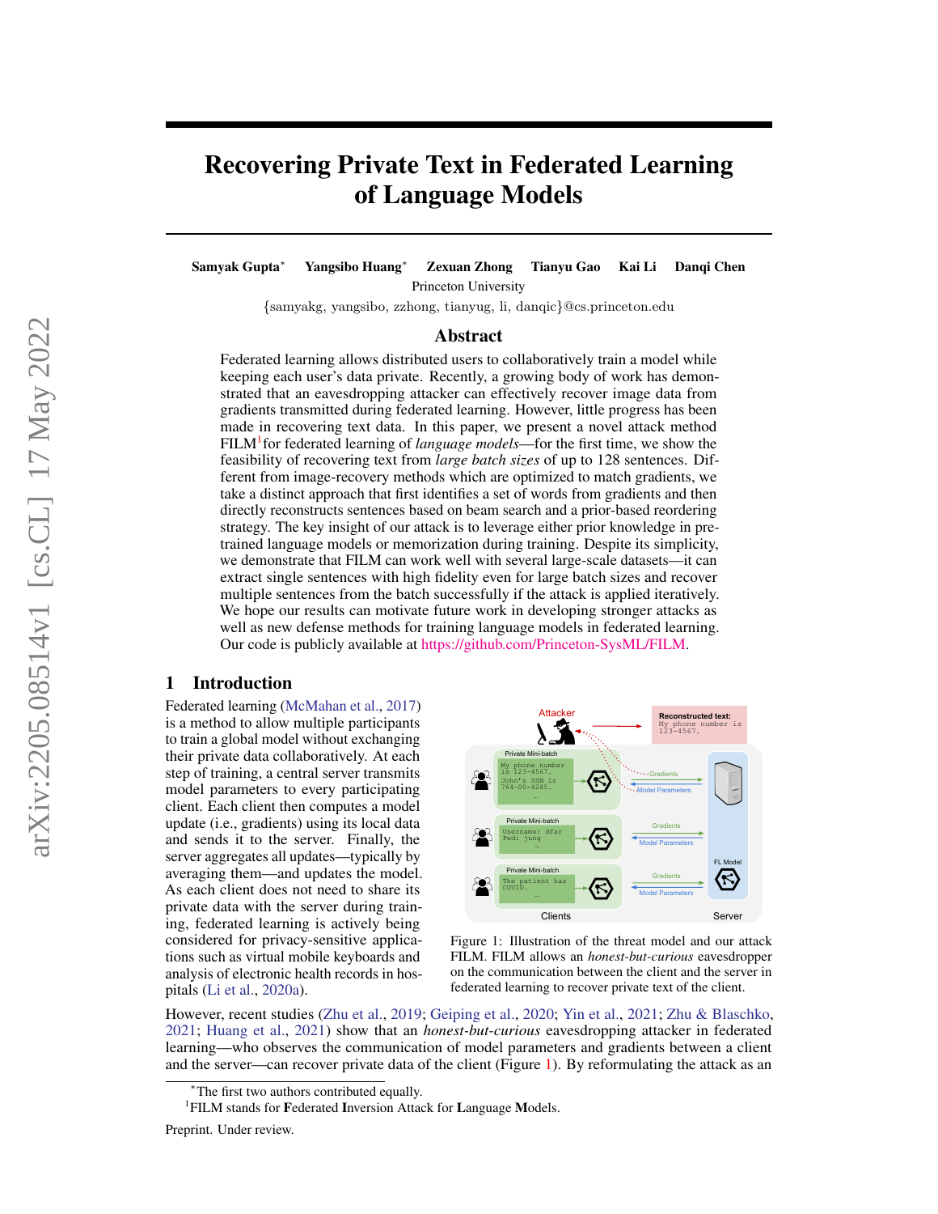# Recovering Private Text in Federated Learning of Language Models

**Samyak Gupta*** **Yangsibo Huang*** **Zexuan Zhong** **Tianyu Gao** **Kai Li** **Danqi Chen**

Princeton University

{samyakg, yangsibo, zzhong, tianyug, li, danqic}@cs.princeton.edu

## Abstract

Federated learning allows distributed users to collaboratively train a model while keeping each user's data private. Recently, a growing body of work has demonstrated that an eavesdropping attacker can effectively recover image data from gradients transmitted during federated learning. However, little progress has been made in recovering text data. In this paper, we present a novel attack method FILM[1] for federated learning of *language models*—for the first time, we show the feasibility of recovering text from *large batch sizes* of up to 128 sentences. Different from image-recovery methods which are optimized to match gradients, we take a distinct approach that first identifies a set of words from gradients and then directly reconstructs sentences based on beam search and a prior-based reordering strategy. The key insight of our attack is to leverage either prior knowledge in pre-trained language models or memorization during training. Despite its simplicity, we demonstrate that FILM can work well with several large-scale datasets—it can extract single sentences with high fidelity even for large batch sizes and recover multiple sentences from the batch successfully if the attack is applied iteratively. We hope our results can motivate future work in developing stronger attacks as well as new defense methods for training language models in federated learning. Our code is publicly available at https://github.com/Princeton-SysML/FILM.

## 1 Introduction

Federated learning (McMahan et al., 2017) is a method to allow multiple participants to train a global model without exchanging their private data collaboratively. At each step of training, a central server transmits model parameters to every participating client. Each client then computes a model update (i.e., gradients) using its local data and sends it to the server. Finally, the server aggregates all updates—typically by averaging them—and updates the model. As each client does not need to share its private data with the server during training, federated learning is actively being considered for privacy-sensitive applications such as virtual mobile keyboards and analysis of electronic health records in hospitals (Li et al., 2020a).

Figure 1: Illustration of the threat model and our attack FILM. FILM allows an *honest-but-curious* eavesdropper on the communication between the client and the server in federated learning to recover private text of the client.

However, recent studies (Zhu et al., 2019; Geiping et al., 2020; Yin et al., 2021; Zhu & Blaschko, 2021; Huang et al., 2021) show that an *honest-but-curious* eavesdropping attacker in federated learning—who observes the communication of model parameters and gradients between a client and the server—can recover private data of the client (Figure 1). By reformulating the attack as an

*The first two authors contributed equally.

[1]FILM stands for **F**ederated **I**nversion Attack for **L**anguage **M**odels.

Preprint. Under review.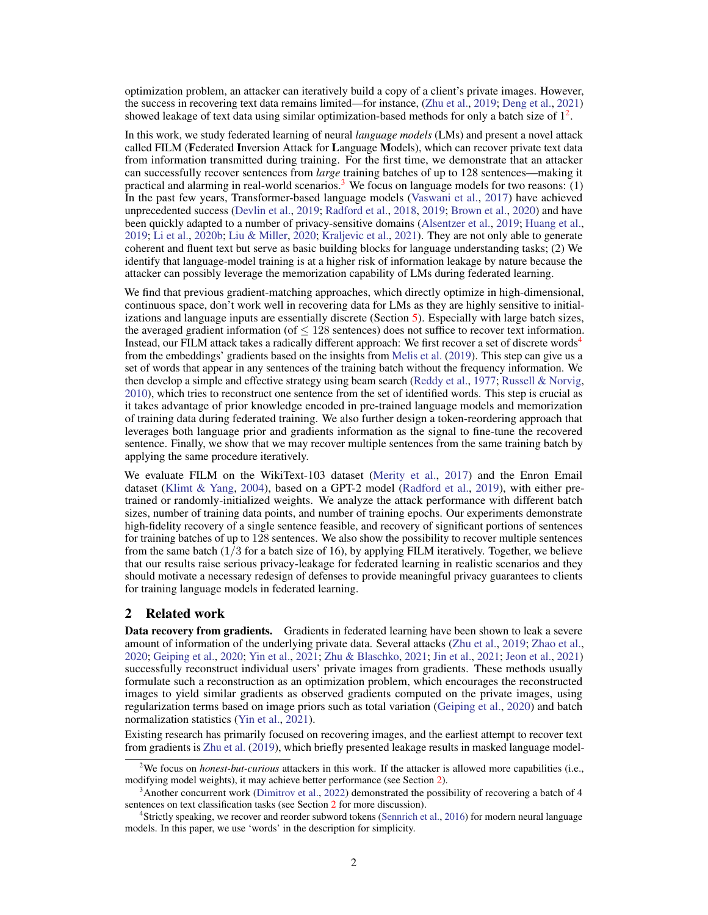optimization problem, an attacker can iteratively build a copy of a client's private images. However, the success in recovering text data remains limited—for instance, (Zhu et al., 2019; Deng et al., 2021) showed leakage of text data using similar optimization-based methods for only a batch size of 1[2].

In this work, we study federated learning of neural *language models* (LMs) and present a novel attack called FILM (**F**ederated **I**nversion Attack for **L**anguage **M**odels), which can recover private text data from information transmitted during training. For the first time, we demonstrate that an attacker can successfully recover sentences from *large* training batches of up to 128 sentences—making it practical and alarming in real-world scenarios.[3] We focus on language models for two reasons: (1) In the past few years, Transformer-based language models (Vaswani et al., 2017) have achieved unprecedented success (Devlin et al., 2019; Radford et al., 2018, 2019; Brown et al., 2020) and have been quickly adapted to a number of privacy-sensitive domains (Alsentzer et al., 2019; Huang et al., 2019; Li et al., 2020b; Liu & Miller, 2020; Kraljevic et al., 2021). They are not only able to generate coherent and fluent text but serve as basic building blocks for language understanding tasks; (2) We identify that language-model training is at a higher risk of information leakage by nature because the attacker can possibly leverage the memorization capability of LMs during federated learning.

We find that previous gradient-matching approaches, which directly optimize in high-dimensional, continuous space, don't work well in recovering data for LMs as they are highly sensitive to initializations and language inputs are essentially discrete (Section 5). Especially with large batch sizes, the averaged gradient information (of $\leq 128$ sentences) does not suffice to recover text information. Instead, our FILM attack takes a radically different approach: We first recover a set of discrete words[4] from the embeddings' gradients based on the insights from Melis et al. (2019). This step can give us a set of words that appear in any sentences of the training batch without the frequency information. We then develop a simple and effective strategy using beam search (Reddy et al., 1977; Russell & Norvig, 2010), which tries to reconstruct one sentence from the set of identified words. This step is crucial as it takes advantage of prior knowledge encoded in pre-trained language models and memorization of training data during federated training. We also further design a token-reordering approach that leverages both language prior and gradients information as the signal to fine-tune the recovered sentence. Finally, we show that we may recover multiple sentences from the same training batch by applying the same procedure iteratively.

We evaluate FILM on the WikiText-103 dataset (Merity et al., 2017) and the Enron Email dataset (Klimt & Yang, 2004), based on a GPT-2 model (Radford et al., 2019), with either pre-trained or randomly-initialized weights. We analyze the attack performance with different batch sizes, number of training data points, and number of training epochs. Our experiments demonstrate high-fidelity recovery of a single sentence feasible, and recovery of significant portions of sentences for training batches of up to 128 sentences. We also show the possibility to recover multiple sentences from the same batch (1/3 for a batch size of 16), by applying FILM iteratively. Together, we believe that our results raise serious privacy-leakage for federated learning in realistic scenarios and they should motivate a necessary redesign of defenses to provide meaningful privacy guarantees to clients for training language models in federated learning.

## 2 Related work

**Data recovery from gradients.** Gradients in federated learning have been shown to leak a severe amount of information of the underlying private data. Several attacks (Zhu et al., 2019; Zhao et al., 2020; Geiping et al., 2020; Yin et al., 2021; Zhu & Blaschko, 2021; Jin et al., 2021; Jeon et al., 2021) successfully reconstruct individual users' private images from gradients. These methods usually formulate such a reconstruction as an optimization problem, which encourages the reconstructed images to yield similar gradients as observed gradients computed on the private images, using regularization terms based on image priors such as total variation (Geiping et al., 2020) and batch normalization statistics (Yin et al., 2021).

Existing research has primarily focused on recovering images, and the earliest attempt to recover text from gradients is Zhu et al. (2019), which briefly presented leakage results in masked language model-

[2] We focus on *honest-but-curious* attackers in this work. If the attacker is allowed more capabilities (i.e., modifying model weights), it may achieve better performance (see Section 2).

[3] Another concurrent work (Dimitrov et al., 2022) demonstrated the possibility of recovering a batch of 4 sentences on text classification tasks (see Section 2 for more discussion).

[4] Strictly speaking, we recover and reorder subword tokens (Sennrich et al., 2016) for modern neural language models. In this paper, we use 'words' in the description for simplicity.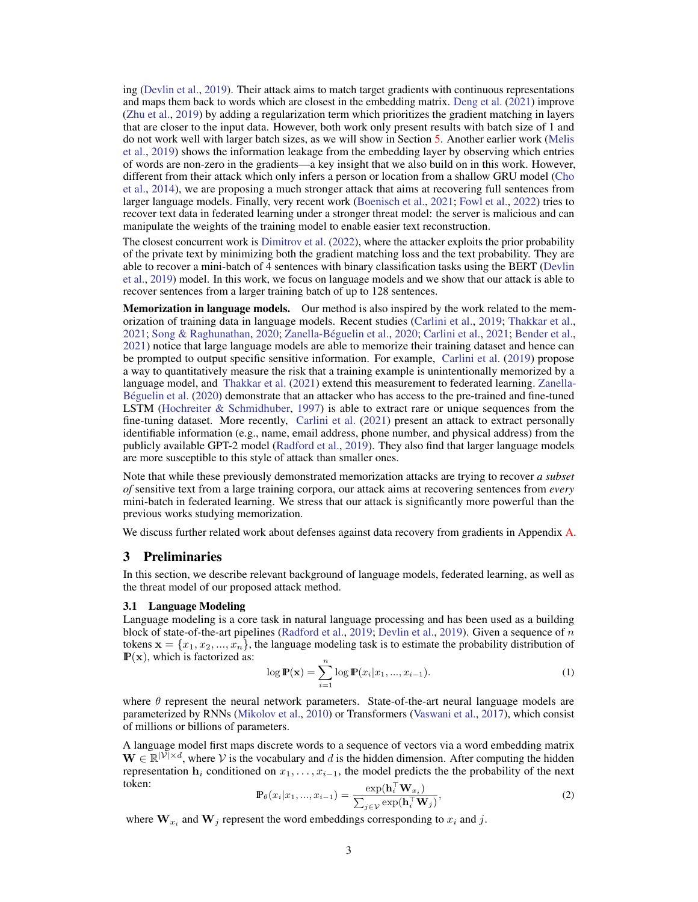ing (Devlin et al., 2019). Their attack aims to match target gradients with continuous representations and maps them back to words which are closest in the embedding matrix. Deng et al. (2021) improve (Zhu et al., 2019) by adding a regularization term which prioritizes the gradient matching in layers that are closer to the input data. However, both work only present results with batch size of 1 and do not work well with larger batch sizes, as we will show in Section 5. Another earlier work (Melis et al., 2019) shows the information leakage from the embedding layer by observing which entries of words are non-zero in the gradients—a key insight that we also build on in this work. However, different from their attack which only infers a person or location from a shallow GRU model (Cho et al., 2014), we are proposing a much stronger attack that aims at recovering full sentences from larger language models. Finally, very recent work (Boenisch et al., 2021; Fowl et al., 2022) tries to recover text data in federated learning under a stronger threat model: the server is malicious and can manipulate the weights of the training model to enable easier text reconstruction.

The closest concurrent work is Dimitrov et al. (2022), where the attacker exploits the prior probability of the private text by minimizing both the gradient matching loss and the text probability. They are able to recover a mini-batch of 4 sentences with binary classification tasks using the BERT (Devlin et al., 2019) model. In this work, we focus on language models and we show that our attack is able to recover sentences from a larger training batch of up to 128 sentences.

**Memorization in language models.** Our method is also inspired by the work related to the memorization of training data in language models. Recent studies (Carlini et al., 2019; Thakkar et al., 2021; Song & Raghunathan, 2020; Zanella-Béguelin et al., 2020; Carlini et al., 2021; Bender et al., 2021) notice that large language models are able to memorize their training dataset and hence can be prompted to output specific sensitive information. For example, Carlini et al. (2019) propose a way to quantitatively measure the risk that a training example is unintentionally memorized by a language model, and Thakkar et al. (2021) extend this measurement to federated learning. Zanella-Béguelin et al. (2020) demonstrate that an attacker who has access to the pre-trained and fine-tuned LSTM (Hochreiter & Schmidhuber, 1997) is able to extract rare or unique sequences from the fine-tuning dataset. More recently, Carlini et al. (2021) present an attack to extract personally identifiable information (e.g., name, email address, phone number, and physical address) from the publicly available GPT-2 model (Radford et al., 2019). They also find that larger language models are more susceptible to this style of attack than smaller ones.

Note that while these previously demonstrated memorization attacks are trying to recover ***a subset of*** sensitive text from a large training corpora, our attack aims at recovering sentences from *every* mini-batch in federated learning. We stress that our attack is significantly more powerful than the previous works studying memorization.

We discuss further related work about defenses against data recovery from gradients in Appendix A.

# 3 Preliminaries

In this section, we describe relevant background of language models, federated learning, as well as the threat model of our proposed attack method.

## 3.1 Language Modeling

Language modeling is a core task in natural language processing and has been used as a building block of state-of-the-art pipelines (Radford et al., 2019; Devlin et al., 2019). Given a sequence of $n$ tokens $\mathbf{x} = \{x_1, x_2, ..., x_n\}$, the language modeling task is to estimate the probability distribution of $\mathbb{P}(\mathbf{x})$, which is factorized as:

$$\log \mathbb{P}(\mathbf{x}) = \sum_{i=1}^{n} \log \mathbb{P}(x_i | x_1, ..., x_{i-1}). \tag{1}$$

where $\theta$ represent the neural network parameters. State-of-the-art neural language models are parameterized by RNNs (Mikolov et al., 2010) or Transformers (Vaswani et al., 2017), which consist of millions or billions of parameters.

A language model first maps discrete words to a sequence of vectors via a word embedding matrix $\mathbf{W} \in \mathbb{R}^{|\mathcal{V}| \times d}$, where $\mathcal{V}$ is the vocabulary and $d$ is the hidden dimension. After computing the hidden representation $\mathbf{h}_i$ conditioned on $x_1, \ldots, x_{i-1}$, the model predicts the the probability of the next token:

$$\mathbb{P}_\theta(x_i | x_1, ..., x_{i-1}) = \frac{\exp(\mathbf{h}_i^\top \mathbf{W}_{x_i})}{\sum_{j \in \mathcal{V}} \exp(\mathbf{h}_i^\top \mathbf{W}_j)}, \tag{2}$$

where $\mathbf{W}_{x_i}$ and $\mathbf{W}_j$ represent the word embeddings corresponding to $x_i$ and $j$.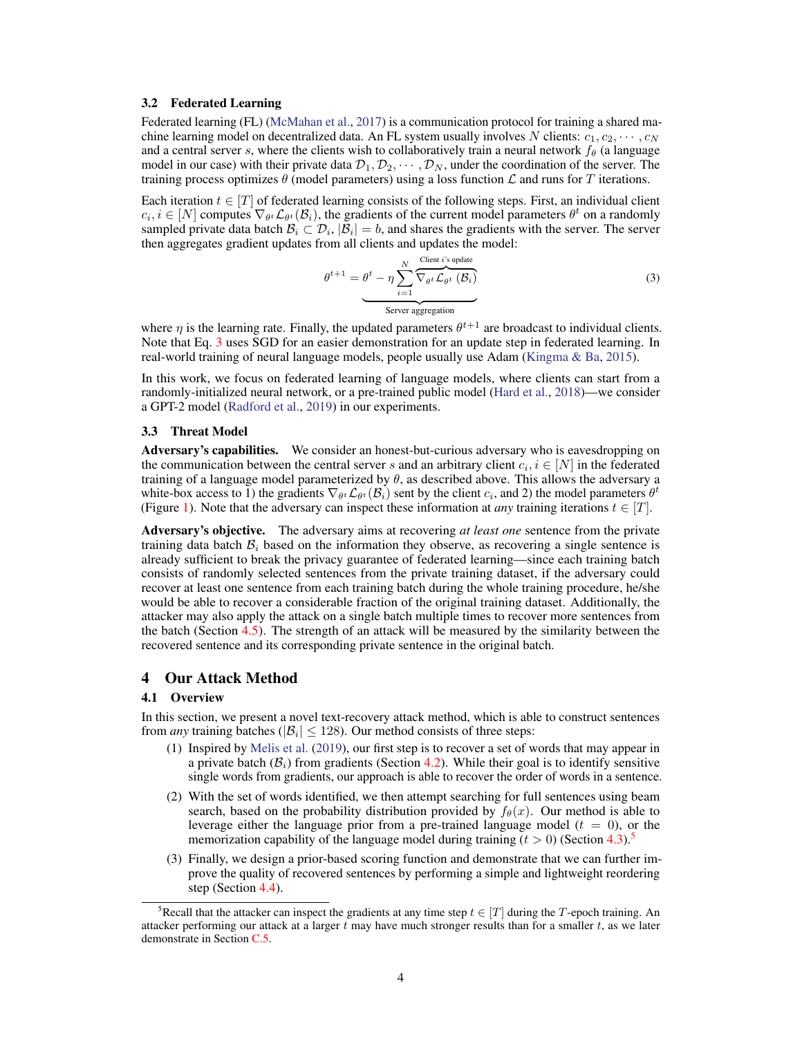### 3.2 Federated Learning

Federated learning (FL) (McMahan et al., 2017) is a communication protocol for training a shared machine learning model on decentralized data. An FL system usually involves $N$ clients: $c_1, c_2, \cdots, c_N$ and a central server $s$, where the clients wish to collaboratively train a neural network $f_\theta$ (a language model in our case) with their private data $\mathcal{D}_1, \mathcal{D}_2, \cdots, \mathcal{D}_N$, under the coordination of the server. The training process optimizes $\theta$ (model parameters) using a loss function $\mathcal{L}$ and runs for $T$ iterations.

Each iteration $t \in [T]$ of federated learning consists of the following steps. First, an individual client $c_i, i \in [N]$ computes $\nabla_{\theta^t} \mathcal{L}_{\theta^t}(\mathcal{B}_i)$, the gradients of the current model parameters $\theta^t$ on a randomly sampled private data batch $\mathcal{B}_i \subset \mathcal{D}_i$, $|\mathcal{B}_i| = b$, and shares the gradients with the server. The server then aggregates gradient updates from all clients and updates the model:

$$\theta^{t+1} = \underbrace{\theta^t - \eta \sum_{i=1}^{N} \overbrace{\nabla_{\theta^t} \mathcal{L}_{\theta^t}(\mathcal{B}_i)}^{\text{Client } i\text{'s update}}}_{\text{Server aggregation}} \tag{3}$$

where $\eta$ is the learning rate. Finally, the updated parameters $\theta^{t+1}$ are broadcast to individual clients. Note that Eq. 3 uses SGD for an easier demonstration for an update step in federated learning. In real-world training of neural language models, people usually use Adam (Kingma & Ba, 2015).

In this work, we focus on federated learning of language models, where clients can start from a randomly-initialized neural network, or a pre-trained public model (Hard et al., 2018)—we consider a GPT-2 model (Radford et al., 2019) in our experiments.

### 3.3 Threat Model

**Adversary's capabilities.** We consider an honest-but-curious adversary who is eavesdropping on the communication between the central server $s$ and an arbitrary client $c_i, i \in [N]$ in the federated training of a language model parameterized by $\theta$, as described above. This allows the adversary a white-box access to 1) the gradients $\nabla_{\theta^t} \mathcal{L}_{\theta^t}(\mathcal{B}_i)$ sent by the client $c_i$, and 2) the model parameters $\theta^t$ (Figure 1). Note that the adversary can inspect these information at *any* training iterations $t \in [T]$.

**Adversary's objective.** The adversary aims at recovering *at least one* sentence from the private training data batch $\mathcal{B}_i$ based on the information they observe, as recovering a single sentence is already sufficient to break the privacy guarantee of federated learning—since each training batch consists of randomly selected sentences from the private training dataset, if the adversary could recover at least one sentence from each training batch during the whole training procedure, he/she would be able to recover a considerable fraction of the original training dataset. Additionally, the attacker may also apply the attack on a single batch multiple times to recover more sentences from the batch (Section 4.5). The strength of an attack will be measured by the similarity between the recovered sentence and its corresponding private sentence in the original batch.

## 4 Our Attack Method

### 4.1 Overview

In this section, we present a novel text-recovery attack method, which is able to construct sentences from *any* training batches ($|\mathcal{B}_i| \leq 128$). Our method consists of three steps:

(1) Inspired by Melis et al. (2019), our first step is to recover a set of words that may appear in a private batch ($\mathcal{B}_i$) from gradients (Section 4.2). While their goal is to identify sensitive single words from gradients, our approach is able to recover the order of words in a sentence.

(2) With the set of words identified, we then attempt searching for full sentences using beam search, based on the probability distribution provided by $f_\theta(x)$. Our method is able to leverage either the language prior from a pre-trained language model ($t = 0$), or the memorization capability of the language model during training ($t > 0$) (Section 4.3).[5]

(3) Finally, we design a prior-based scoring function and demonstrate that we can further improve the quality of recovered sentences by performing a simple and lightweight reordering step (Section 4.4).

[5]Recall that the attacker can inspect the gradients at any time step $t \in [T]$ during the $T$-epoch training. An attacker performing our attack at a larger $t$ may have much stronger results than for a smaller $t$, as we later demonstrate in Section C.5.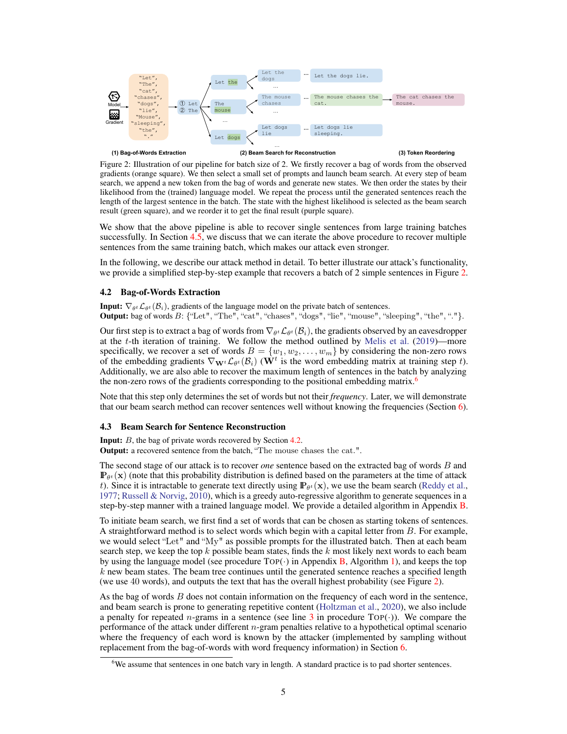Figure 2: Illustration of our pipeline for batch size of 2. We firstly recover a bag of words from the observed gradients (orange square). We then select a small set of prompts and launch beam search. At every step of beam search, we append a new token from the bag of words and generate new states. We then order the states by their likelihood from the (trained) language model. We repeat the process until the generated sentences reach the length of the largest sentence in the batch. The state with the highest likelihood is selected as the beam search result (green square), and we reorder it to get the final result (purple square).

We show that the above pipeline is able to recover single sentences from large training batches successfully. In Section 4.5, we discuss that we can iterate the above procedure to recover multiple sentences from the same training batch, which makes our attack even stronger.

In the following, we describe our attack method in detail. To better illustrate our attack's functionality, we provide a simplified step-by-step example that recovers a batch of 2 simple sentences in Figure 2.

### 4.2 Bag-of-Words Extraction

**Input:** $\nabla_{\theta^t} \mathcal{L}_{\theta^t}(\mathcal{B}_i)$, gradients of the language model on the private batch of sentences.
**Output:** bag of words $B$: {"Let", "The", "cat", "chases", "dogs", "lie", "mouse", "sleeping", "the", "."}.

Our first step is to extract a bag of words from $\nabla_{\theta^t} \mathcal{L}_{\theta^t}(\mathcal{B}_i)$, the gradients observed by an eavesdropper at the $t$-th iteration of training. We follow the method outlined by Melis et al. (2019)—more specifically, we recover a set of words $B = \{w_1, w_2, \ldots, w_m\}$ by considering the non-zero rows of the embedding gradients $\nabla_{\mathbf{W}^t} \mathcal{L}_{\theta^t}(\mathcal{B}_i)$ ($\mathbf{W}^t$ is the word embedding matrix at training step $t$). Additionally, we are also able to recover the maximum length of sentences in the batch by analyzing the non-zero rows of the gradients corresponding to the positional embedding matrix.[6]

Note that this step only determines the set of words but not their *frequency*. Later, we will demonstrate that our beam search method can recover sentences well without knowing the frequencies (Section 6).

### 4.3 Beam Search for Sentence Reconstruction

**Input:** $B$, the bag of private words recovered by Section 4.2.
**Output:** a recovered sentence from the batch, "The mouse chases the cat.".

The second stage of our attack is to recover *one* sentence based on the extracted bag of words $B$ and $\mathbb{P}_{\theta^t}(\mathbf{x})$ (note that this probability distribution is defined based on the parameters at the time of attack $t$). Since it is intractable to generate text directly using $\mathbb{P}_{\theta^t}(\mathbf{x})$, we use the beam search (Reddy et al., 1977; Russell & Norvig, 2010), which is a greedy auto-regressive algorithm to generate sequences in a step-by-step manner with a trained language model. We provide a detailed algorithm in Appendix B.

To initiate beam search, we first find a set of words that can be chosen as starting tokens of sentences. A straightforward method is to select words which begin with a capital letter from $B$. For example, we would select "Let" and "My" as possible prompts for the illustrated batch. Then at each beam search step, we keep the top $k$ possible beam states, finds the $k$ most likely next words to each beam by using the language model (see procedure Top($\cdot$) in Appendix B, Algorithm 1), and keeps the top $k$ new beam states. The beam tree continues until the generated sentence reaches a specified length (we use 40 words), and outputs the text that has the overall highest probability (see Figure 2).

As the bag of words $B$ does not contain information on the frequency of each word in the sentence, and beam search is prone to generating repetitive content (Holtzman et al., 2020), we also include a penalty for repeated $n$-grams in a sentence (see line 3 in procedure Top($\cdot$)). We compare the performance of the attack under different $n$-gram penalties relative to a hypothetical optimal scenario where the frequency of each word is known by the attacker (implemented by sampling without replacement from the bag-of-words with word frequency information) in Section 6.

[6] We assume that sentences in one batch vary in length. A standard practice is to pad shorter sentences.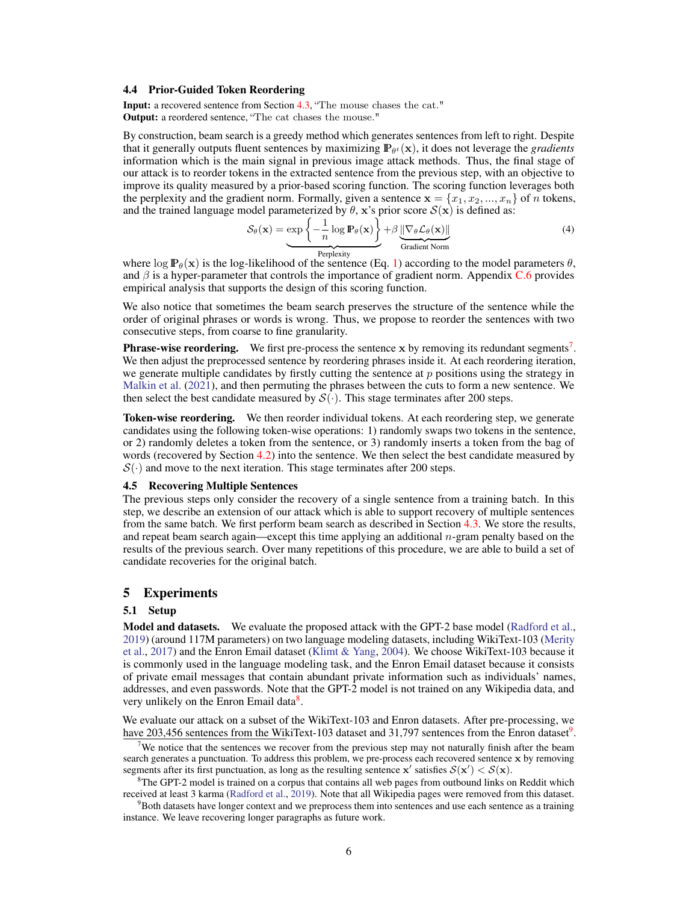### 4.4 Prior-Guided Token Reordering

**Input:** a recovered sentence from Section 4.3, "The mouse chases the cat."
**Output:** a reordered sentence, "The cat chases the mouse."

By construction, beam search is a greedy method which generates sentences from left to right. Despite that it generally outputs fluent sentences by maximizing $\mathbb{P}_{\theta^t}(\mathbf{x})$, it does not leverage the *gradients* information which is the main signal in previous image attack methods. Thus, the final stage of our attack is to reorder tokens in the extracted sentence from the previous step, with an objective to improve its quality measured by a prior-based scoring function. The scoring function leverages both the perplexity and the gradient norm. Formally, given a sentence $\mathbf{x} = \{x_1, x_2, ..., x_n\}$ of $n$ tokens, and the trained language model parameterized by $\theta$, $\mathbf{x}$'s prior score $\mathcal{S}(\mathbf{x})$ is defined as:

$$\mathcal{S}_\theta(\mathbf{x}) = \underbrace{\exp\left\{-\frac{1}{n}\log \mathbb{P}_\theta(\mathbf{x})\right\}}_{\text{Perplexity}} + \beta \underbrace{\|\nabla_\theta \mathcal{L}_\theta(\mathbf{x})\|}_{\text{Gradient Norm}} \tag{4}$$

where $\log \mathbb{P}_\theta(\mathbf{x})$ is the log-likelihood of the sentence (Eq. 1) according to the model parameters $\theta$, and $\beta$ is a hyper-parameter that controls the importance of gradient norm. Appendix C.6 provides empirical analysis that supports the design of this scoring function.

We also notice that sometimes the beam search preserves the structure of the sentence while the order of original phrases or words is wrong. Thus, we propose to reorder the sentences with two consecutive steps, from coarse to fine granularity.

**Phrase-wise reordering.** We first pre-process the sentence $\mathbf{x}$ by removing its redundant segments[7]. We then adjust the preprocessed sentence by reordering phrases inside it. At each reordering iteration, we generate multiple candidates by firstly cutting the sentence at $p$ positions using the strategy in Malkin et al. (2021), and then permuting the phrases between the cuts to form a new sentence. We then select the best candidate measured by $\mathcal{S}(\cdot)$. This stage terminates after 200 steps.

**Token-wise reordering.** We then reorder individual tokens. At each reordering step, we generate candidates using the following token-wise operations: 1) randomly swaps two tokens in the sentence, or 2) randomly deletes a token from the sentence, or 3) randomly inserts a token from the bag of words (recovered by Section 4.2) into the sentence. We then select the best candidate measured by $\mathcal{S}(\cdot)$ and move to the next iteration. This stage terminates after 200 steps.

### 4.5 Recovering Multiple Sentences

The previous steps only consider the recovery of a single sentence from a training batch. In this step, we describe an extension of our attack which is able to support recovery of multiple sentences from the same batch. We first perform beam search as described in Section 4.3. We store the results, and repeat beam search again—except this time applying an additional $n$-gram penalty based on the results of the previous search. Over many repetitions of this procedure, we are able to build a set of candidate recoveries for the original batch.

## 5 Experiments

### 5.1 Setup

**Model and datasets.** We evaluate the proposed attack with the GPT-2 base model (Radford et al., 2019) (around 117M parameters) on two language modeling datasets, including WikiText-103 (Merity et al., 2017) and the Enron Email dataset (Klimt & Yang, 2004). We choose WikiText-103 because it is commonly used in the language modeling task, and the Enron Email dataset because it consists of private email messages that contain abundant private information such as individuals' names, addresses, and even passwords. Note that the GPT-2 model is not trained on any Wikipedia data, and very unlikely on the Enron Email data[8].

We evaluate our attack on a subset of the WikiText-103 and Enron datasets. After pre-processing, we have 203,456 sentences from the WikiText-103 dataset and 31,797 sentences from the Enron dataset[9].

[7] We notice that the sentences we recover from the previous step may not naturally finish after the beam search generates a punctuation. To address this problem, we pre-process each recovered sentence $\mathbf{x}$ by removing segments after its first punctuation, as long as the resulting sentence $\mathbf{x}'$ satisfies $\mathcal{S}(\mathbf{x}') < \mathcal{S}(\mathbf{x})$.

[8] The GPT-2 model is trained on a corpus that contains all web pages from outbound links on Reddit which received at least 3 karma (Radford et al., 2019). Note that all Wikipedia pages were removed from this dataset.

[9] Both datasets have longer context and we preprocess them into sentences and use each sentence as a training instance. We leave recovering longer paragraphs as future work.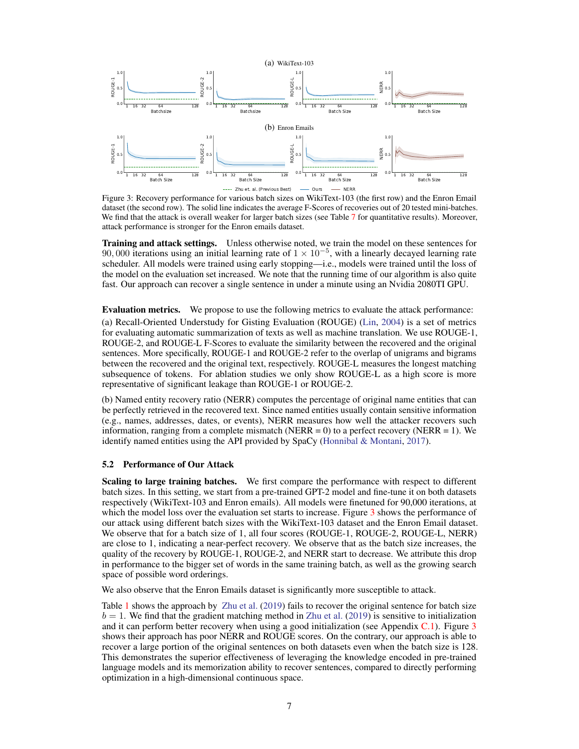Figure 3: Recovery performance for various batch sizes on WikiText-103 (the first row) and the Enron Email dataset (the second row). The solid line indicates the average F-Scores of recoveries out of 20 tested mini-batches. We find that the attack is overall weaker for larger batch sizes (see Table 7 for quantitative results). Moreover, attack performance is stronger for the Enron emails dataset.

**Training and attack settings.** Unless otherwise noted, we train the model on these sentences for 90,000 iterations using an initial learning rate of $1 \times 10^{-5}$, with a linearly decayed learning rate scheduler. All models were trained using early stopping—i.e., models were trained until the loss of the model on the evaluation set increased. We note that the running time of our algorithm is also quite fast. Our approach can recover a single sentence in under a minute using an Nvidia 2080TI GPU.

**Evaluation metrics.** We propose to use the following metrics to evaluate the attack performance:

(a) Recall-Oriented Understudy for Gisting Evaluation (ROUGE) (Lin, 2004) is a set of metrics for evaluating automatic summarization of texts as well as machine translation. We use ROUGE-1, ROUGE-2, and ROUGE-L F-Scores to evaluate the similarity between the recovered and the original sentences. More specifically, ROUGE-1 and ROUGE-2 refer to the overlap of unigrams and bigrams between the recovered and the original text, respectively. ROUGE-L measures the longest matching subsequence of tokens. For ablation studies we only show ROUGE-L as a high score is more representative of significant leakage than ROUGE-1 or ROUGE-2.

(b) Named entity recovery ratio (NERR) computes the percentage of original name entities that can be perfectly retrieved in the recovered text. Since named entities usually contain sensitive information (e.g., names, addresses, dates, or events), NERR measures how well the attacker recovers such information, ranging from a complete mismatch (NERR = 0) to a perfect recovery (NERR = 1). We identify named entities using the API provided by SpaCy (Honnibal & Montani, 2017).

### 5.2 Performance of Our Attack

**Scaling to large training batches.** We first compare the performance with respect to different batch sizes. In this setting, we start from a pre-trained GPT-2 model and fine-tune it on both datasets respectively (WikiText-103 and Enron emails). All models were finetuned for 90,000 iterations, at which the model loss over the evaluation set starts to increase. Figure 3 shows the performance of our attack using different batch sizes with the WikiText-103 dataset and the Enron Email dataset. We observe that for a batch size of 1, all four scores (ROUGE-1, ROUGE-2, ROUGE-L, NERR) are close to 1, indicating a near-perfect recovery. We observe that as the batch size increases, the quality of the recovery by ROUGE-1, ROUGE-2, and NERR start to decrease. We attribute this drop in performance to the bigger set of words in the same training batch, as well as the growing search space of possible word orderings.

We also observe that the Enron Emails dataset is significantly more susceptible to attack.

Table 1 shows the approach by Zhu et al. (2019) fails to recover the original sentence for batch size $b = 1$. We find that the gradient matching method in Zhu et al. (2019) is sensitive to initialization and it can perform better recovery when using a good initialization (see Appendix C.1). Figure 3 shows their approach has poor NERR and ROUGE scores. On the contrary, our approach is able to recover a large portion of the original sentences on both datasets even when the batch size is 128. This demonstrates the superior effectiveness of leveraging the knowledge encoded in pre-trained language models and its memorization ability to recover sentences, compared to directly performing optimization in a high-dimensional continuous space.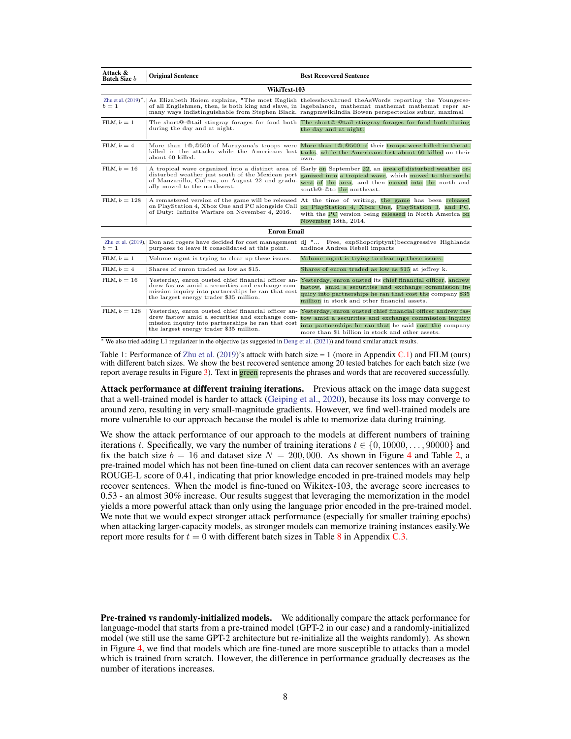| Attack & Batch Size $b$ | Original Sentence | Best Recovered Sentence |
|---|---|---|
| **WikiText-103** | | |
| Zhu et al. (2019)*, $b = 1$ | As Elizabeth Hoiem explains, "The most English of all Englishmen, then, is both king and slave, in many ways indistinguishable from Stephen Black. | thelesshovahrued theAsWords reporting the Youngerselagebalance, mathemat mathemat mathemat reper arrangpmwikiIndia Bowen perspectoulos subur, maximal |
| FILM, $b = 1$ | The short@-@tail stingray forages for food both during the day and at night. | The short@-@tail stingray forages for food both during the day and at night. |
| FILM, $b = 4$ | More than 1@,@500 of Maruyama's troops were killed in the attacks while the Americans lost about 60 killed. | More than 1@,@500 of their troops were killed in the attacks, while the Americans lost about 60 killed on their own. |
| FILM, $b = 16$ | A tropical wave organized into a distinct area of disturbed weather just south of the Mexican port of Manzanillo, Colima, on August 22 and gradually moved to the northwest. | Early on September 22, an area of disturbed weather organized into a tropical wave, which moved to the northwest of the area, and then moved into the north and south@-@to the northeast. |
| FILM, $b = 128$ | A remastered version of the game will be released on PlayStation 4, Xbox One and PC alongside Call of Duty: Infinite Warfare on November 4, 2016. | At the time of writing, the game has been released on PlayStation 4, Xbox One, PlayStation 3, and PC, with the PC version being released in North America on November 18th, 2014. |
| **Enron Email** | | |
| Zhu et al. (2019), $b = 1$ | Don and rogers have decided for cost management purposes to leave it consolidated at this point. | dj "... Free, expShopcriptynt)beccagressive Highlands andinos Andrea Rebell impacts |
| FILM, $b = 1$ | Volume mgmt is trying to clear up these issues. | Volume mgmt is trying to clear up these issues. |
| FILM, $b = 4$ | Shares of enron traded as low as $15. | Shares of enron traded as low as $15 at jeffrey k. |
| FILM, $b = 16$ | Yesterday, enron ousted chief financial officer andrew fastow amid a securities and exchange commission inquiry into partnerships he ran that cost the largest energy trader $35 million. | Yesterday, enron ousted its chief financial officer, andrew fastow, amid a securities and exchange commission inquiry into partnerships he ran that cost the company $35 million in stock and other financial assets. |
| FILM, $b = 128$ | Yesterday, enron ousted chief financial officer andrew fastow amid a securities and exchange commission inquiry into partnerships he ran that cost the largest energy trader $35 million. | Yesterday, enron ousted chief financial officer andrew fastow amid a securities and exchange commission inquiry into partnerships he ran that he said cost the company more than $1 billion in stock and other assets. |

* We also tried adding L1 regularizer in the objective (as suggested in Deng et al. (2021)) and found similar attack results.

Table 1: Performance of Zhu et al. (2019)'s attack with batch size = 1 (more in Appendix C.1) and FILM (ours) with different batch sizes. We show the best recovered sentence among 20 tested batches for each batch size (we report average results in Figure 3). Text in green represents the phrases and words that are recovered successfully.

**Attack performance at different training iterations.** Previous attack on the image data suggest that a well-trained model is harder to attack (Geiping et al., 2020), because its loss may converge to around zero, resulting in very small-magnitude gradients. However, we find well-trained models are more vulnerable to our approach because the model is able to memorize data during training.

We show the attack performance of our approach to the models at different numbers of training iterations $t$. Specifically, we vary the number of training iterations $t \in \{0, 10000, \ldots, 90000\}$ and fix the batch size $b = 16$ and dataset size $N = 200,000$. As shown in Figure 4 and Table 2, a pre-trained model which has not been fine-tuned on client data can recover sentences with an average ROUGE-L score of 0.41, indicating that prior knowledge encoded in pre-trained models may help recover sentences. When the model is fine-tuned on Wikitex-103, the average score increases to 0.53 - an almost 30% increase. Our results suggest that leveraging the memorization in the model yields a more powerful attack than only using the language prior encoded in the pre-trained model. We note that we would expect stronger attack performance (especially for smaller training epochs) when attacking larger-capacity models, as stronger models can memorize training instances easily.We report more results for $t = 0$ with different batch sizes in Table 8 in Appendix C.3.

**Pre-trained vs randomly-initialized models.** We additionally compare the attack performance for language-model that starts from a pre-trained model (GPT-2 in our case) and a randomly-initialized model (we still use the same GPT-2 architecture but re-initialize all the weights randomly). As shown in Figure 4, we find that models which are fine-tuned are more susceptible to attacks than a model which is trained from scratch. However, the difference in performance gradually decreases as the number of iterations increases.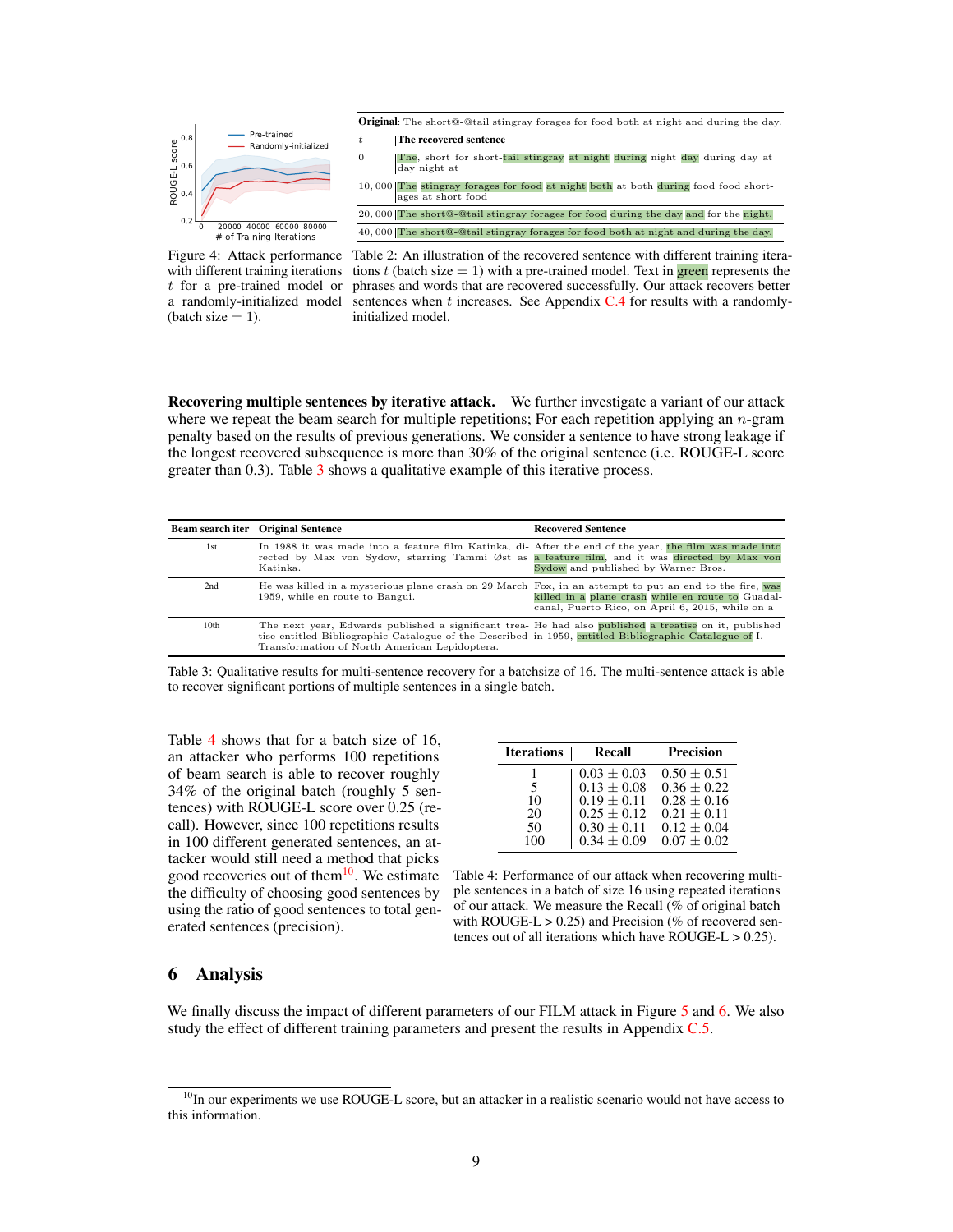Figure 4: Attack performance with different training iterations $t$ for a pre-trained model or a randomly-initialized model (batch size = 1).

| **Original**: The short@-@tail stingray forages for food both at night and during the day. | |
|---|---|
| $t$ | **The recovered sentence** |
| 0 | The, short for short-tail stingray at night during night day during day at day night at |
| 10,000 | The stingray forages for food at night both at both during food food short-ages at short food |
| 20,000 | The short@-@tail stingray forages for food during the day and for the night. |
| 40,000 | The short@-@tail stingray forages for food both at night and during the day. |

Table 2: An illustration of the recovered sentence with different training iterations $t$ (batch size = 1) with a pre-trained model. Text in green represents the phrases and words that are recovered successfully. Our attack recovers better sentences when $t$ increases. See Appendix C.4 for results with a randomly-initialized model.

**Recovering multiple sentences by iterative attack.** We further investigate a variant of our attack where we repeat the beam search for multiple repetitions; For each repetition applying an $n$-gram penalty based on the results of previous generations. We consider a sentence to have strong leakage if the longest recovered subsequence is more than 30% of the original sentence (i.e. ROUGE-L score greater than 0.3). Table 3 shows a qualitative example of this iterative process.

| Beam search iter | Original Sentence | Recovered Sentence |
|---|---|---|
| 1st | In 1988 it was made into a feature film Katinka, directed by Max von Sydow, starring Tammi Øst as Katinka. | After the end of the year, the film was made into a feature film, and it was directed by Max von Sydow and published by Warner Bros. |
| 2nd | He was killed in a mysterious plane crash on 29 March 1959, while en route to Bangui. | Fox, in an attempt to put an end to the fire, was killed in a plane crash while en route to Guadalcanal, Puerto Rico, on April 6, 2015, while on a |
| 10th | The next year, Edwards published a significant treatise entitled Bibliographic Catalogue of the Described Transformation of North American Lepidoptera. | He had also published a treatise on it, published in 1959, entitled Bibliographic Catalogue of I. |

Table 3: Qualitative results for multi-sentence recovery for a batchsize of 16. The multi-sentence attack is able to recover significant portions of multiple sentences in a single batch.

Table 4 shows that for a batch size of 16, an attacker who performs 100 repetitions of beam search is able to recover roughly 34% of the original batch (roughly 5 sentences) with ROUGE-L score over 0.25 (recall). However, since 100 repetitions results in 100 different generated sentences, an attacker would still need a method that picks good recoveries out of them[10]. We estimate the difficulty of choosing good sentences by using the ratio of good sentences to total generated sentences (precision).

| Iterations | Recall | Precision |
|---|---|---|
| 1 | $0.03 \pm 0.03$ | $0.50 \pm 0.51$ |
| 5 | $0.13 \pm 0.08$ | $0.36 \pm 0.22$ |
| 10 | $0.19 \pm 0.11$ | $0.28 \pm 0.16$ |
| 20 | $0.25 \pm 0.12$ | $0.21 \pm 0.11$ |
| 50 | $0.30 \pm 0.11$ | $0.12 \pm 0.04$ |
| 100 | $0.34 \pm 0.09$ | $0.07 \pm 0.02$ |

Table 4: Performance of our attack when recovering multiple sentences in a batch of size 16 using repeated iterations of our attack. We measure the Recall (% of original batch with ROUGE-L > 0.25) and Precision (% of recovered sentences out of all iterations which have ROUGE-L > 0.25).

## 6 Analysis

We finally discuss the impact of different parameters of our FILM attack in Figure 5 and 6. We also study the effect of different training parameters and present the results in Appendix C.5.

[10] In our experiments we use ROUGE-L score, but an attacker in a realistic scenario would not have access to this information.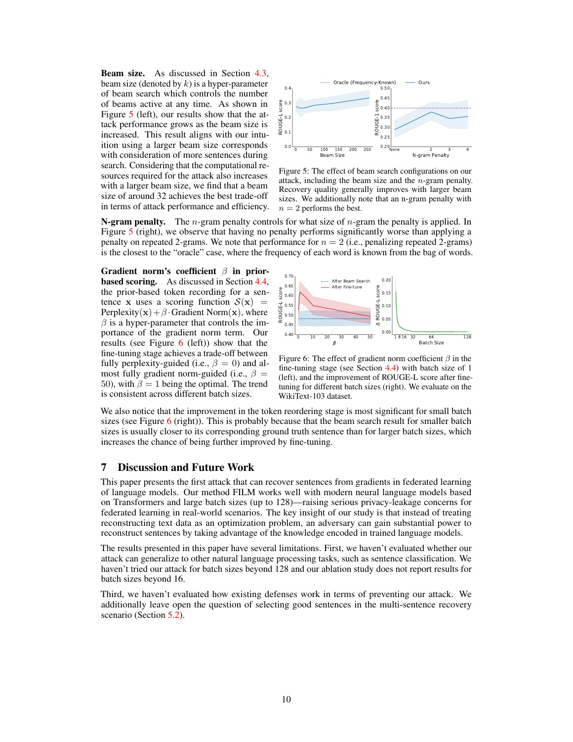**Beam size.** As discussed in Section 4.3, beam size (denoted by $k$) is a hyper-parameter of beam search which controls the number of beams active at any time. As shown in Figure 5 (left), our results show that the attack performance grows as the beam size is increased. This result aligns with our intuition using a larger beam size corresponds with consideration of more sentences during search. Considering that the computational resources required for the attack also increases with a larger beam size, we find that a beam size of around 32 achieves the best trade-off in terms of attack performance and efficiency.

Figure 5: The effect of beam search configurations on our attack, including the beam size and the $n$-gram penalty. Recovery quality generally improves with larger beam sizes. We additionally note that an n-gram penalty with $n = 2$ performs the best.

**N-gram penalty.** The $n$-gram penalty controls for what size of $n$-gram the penalty is applied. In Figure 5 (right), we observe that having no penalty performs significantly worse than applying a penalty on repeated 2-grams. We note that performance for $n = 2$ (i.e., penalizing repeated 2-grams) is the closest to the "oracle" case, where the frequency of each word is known from the bag of words.

**Gradient norm's coefficient $\beta$ in prior-based scoring.** As discussed in Section 4.4, the prior-based token recording for a sentence $\mathbf{x}$ uses a scoring function $\mathcal{S}(\mathbf{x}) = \text{Perplexity}(\mathbf{x}) + \beta \cdot \text{Gradient Norm}(\mathbf{x})$, where $\beta$ is a hyper-parameter that controls the importance of the gradient norm term. Our results (see Figure 6 (left)) show that the fine-tuning stage achieves a trade-off between fully perplexity-guided (i.e., $\beta = 0$) and almost fully gradient norm-guided (i.e., $\beta = 50$), with $\beta = 1$ being the optimal. The trend is consistent across different batch sizes.

Figure 6: The effect of gradient norm coefficient $\beta$ in the fine-tuning stage (see Section 4.4) with batch size of 1 (left), and the improvement of ROUGE-L score after fine-tuning for different batch sizes (right). We evaluate on the WikiText-103 dataset.

We also notice that the improvement in the token reordering stage is most significant for small batch sizes (see Figure 6 (right)). This is probably because that the beam search result for smaller batch sizes is usually closer to its corresponding ground truth sentence than for larger batch sizes, which increases the chance of being further improved by fine-tuning.

## 7 Discussion and Future Work

This paper presents the first attack that can recover sentences from gradients in federated learning of language models. Our method FILM works well with modern neural language models based on Transformers and large batch sizes (up to 128)—raising serious privacy-leakage concerns for federated learning in real-world scenarios. The key insight of our study is that instead of treating reconstructing text data as an optimization problem, an adversary can gain substantial power to reconstruct sentences by taking advantage of the knowledge encoded in trained language models.

The results presented in this paper have several limitations. First, we haven't evaluated whether our attack can generalize to other natural language processing tasks, such as sentence classification. We haven't tried our attack for batch sizes beyond 128 and our ablation study does not report results for batch sizes beyond 16.

Third, we haven't evaluated how existing defenses work in terms of preventing our attack. We additionally leave open the question of selecting good sentences in the multi-sentence recovery scenario (Section 5.2).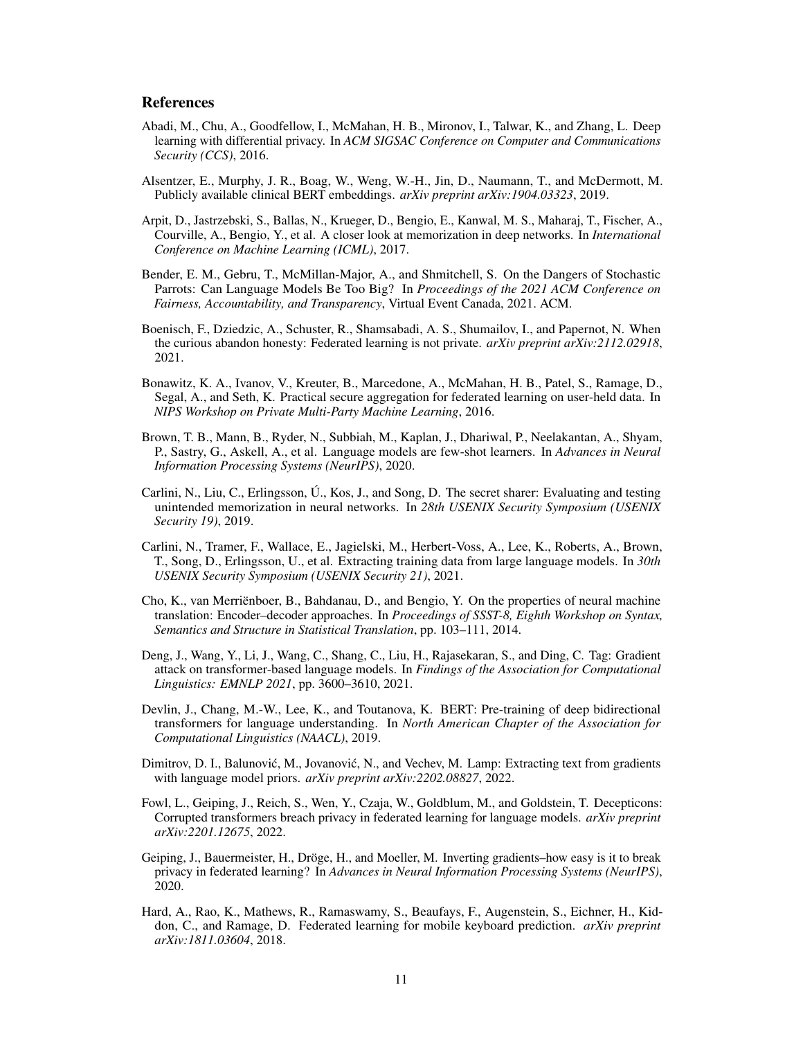## References

Abadi, M., Chu, A., Goodfellow, I., McMahan, H. B., Mironov, I., Talwar, K., and Zhang, L. Deep learning with differential privacy. In *ACM SIGSAC Conference on Computer and Communications Security (CCS)*, 2016.

Alsentzer, E., Murphy, J. R., Boag, W., Weng, W.-H., Jin, D., Naumann, T., and McDermott, M. Publicly available clinical BERT embeddings. *arXiv preprint arXiv:1904.03323*, 2019.

Arpit, D., Jastrzebski, S., Ballas, N., Krueger, D., Bengio, E., Kanwal, M. S., Maharaj, T., Fischer, A., Courville, A., Bengio, Y., et al. A closer look at memorization in deep networks. In *International Conference on Machine Learning (ICML)*, 2017.

Bender, E. M., Gebru, T., McMillan-Major, A., and Shmitchell, S. On the Dangers of Stochastic Parrots: Can Language Models Be Too Big? In *Proceedings of the 2021 ACM Conference on Fairness, Accountability, and Transparency*, Virtual Event Canada, 2021. ACM.

Boenisch, F., Dziedzic, A., Schuster, R., Shamsabadi, A. S., Shumailov, I., and Papernot, N. When the curious abandon honesty: Federated learning is not private. *arXiv preprint arXiv:2112.02918*, 2021.

Bonawitz, K. A., Ivanov, V., Kreuter, B., Marcedone, A., McMahan, H. B., Patel, S., Ramage, D., Segal, A., and Seth, K. Practical secure aggregation for federated learning on user-held data. In *NIPS Workshop on Private Multi-Party Machine Learning*, 2016.

Brown, T. B., Mann, B., Ryder, N., Subbiah, M., Kaplan, J., Dhariwal, P., Neelakantan, A., Shyam, P., Sastry, G., Askell, A., et al. Language models are few-shot learners. In *Advances in Neural Information Processing Systems (NeurIPS)*, 2020.

Carlini, N., Liu, C., Erlingsson, Ú., Kos, J., and Song, D. The secret sharer: Evaluating and testing unintended memorization in neural networks. In *28th USENIX Security Symposium (USENIX Security 19)*, 2019.

Carlini, N., Tramer, F., Wallace, E., Jagielski, M., Herbert-Voss, A., Lee, K., Roberts, A., Brown, T., Song, D., Erlingsson, U., et al. Extracting training data from large language models. In *30th USENIX Security Symposium (USENIX Security 21)*, 2021.

Cho, K., van Merriënboer, B., Bahdanau, D., and Bengio, Y. On the properties of neural machine translation: Encoder–decoder approaches. In *Proceedings of SSST-8, Eighth Workshop on Syntax, Semantics and Structure in Statistical Translation*, pp. 103–111, 2014.

Deng, J., Wang, Y., Li, J., Wang, C., Shang, C., Liu, H., Rajasekaran, S., and Ding, C. Tag: Gradient attack on transformer-based language models. In *Findings of the Association for Computational Linguistics: EMNLP 2021*, pp. 3600–3610, 2021.

Devlin, J., Chang, M.-W., Lee, K., and Toutanova, K. BERT: Pre-training of deep bidirectional transformers for language understanding. In *North American Chapter of the Association for Computational Linguistics (NAACL)*, 2019.

Dimitrov, D. I., Balunović, M., Jovanović, N., and Vechev, M. Lamp: Extracting text from gradients with language model priors. *arXiv preprint arXiv:2202.08827*, 2022.

Fowl, L., Geiping, J., Reich, S., Wen, Y., Czaja, W., Goldblum, M., and Goldstein, T. Decepticons: Corrupted transformers breach privacy in federated learning for language models. *arXiv preprint arXiv:2201.12675*, 2022.

Geiping, J., Bauermeister, H., Dröge, H., and Moeller, M. Inverting gradients–how easy is it to break privacy in federated learning? In *Advances in Neural Information Processing Systems (NeurIPS)*, 2020.

Hard, A., Rao, K., Mathews, R., Ramaswamy, S., Beaufays, F., Augenstein, S., Eichner, H., Kiddon, C., and Ramage, D. Federated learning for mobile keyboard prediction. *arXiv preprint arXiv:1811.03604*, 2018.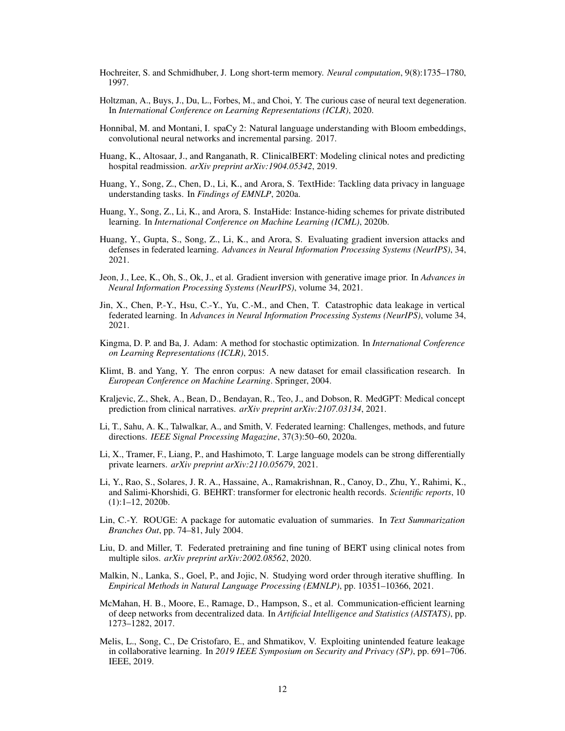Hochreiter, S. and Schmidhuber, J. Long short-term memory. *Neural computation*, 9(8):1735–1780, 1997.

Holtzman, A., Buys, J., Du, L., Forbes, M., and Choi, Y. The curious case of neural text degeneration. In *International Conference on Learning Representations (ICLR)*, 2020.

Honnibal, M. and Montani, I. spaCy 2: Natural language understanding with Bloom embeddings, convolutional neural networks and incremental parsing. 2017.

Huang, K., Altosaar, J., and Ranganath, R. ClinicalBERT: Modeling clinical notes and predicting hospital readmission. *arXiv preprint arXiv:1904.05342*, 2019.

Huang, Y., Song, Z., Chen, D., Li, K., and Arora, S. TextHide: Tackling data privacy in language understanding tasks. In *Findings of EMNLP*, 2020a.

Huang, Y., Song, Z., Li, K., and Arora, S. InstaHide: Instance-hiding schemes for private distributed learning. In *International Conference on Machine Learning (ICML)*, 2020b.

Huang, Y., Gupta, S., Song, Z., Li, K., and Arora, S. Evaluating gradient inversion attacks and defenses in federated learning. *Advances in Neural Information Processing Systems (NeurIPS)*, 34, 2021.

Jeon, J., Lee, K., Oh, S., Ok, J., et al. Gradient inversion with generative image prior. In *Advances in Neural Information Processing Systems (NeurIPS)*, volume 34, 2021.

Jin, X., Chen, P.-Y., Hsu, C.-Y., Yu, C.-M., and Chen, T. Catastrophic data leakage in vertical federated learning. In *Advances in Neural Information Processing Systems (NeurIPS)*, volume 34, 2021.

Kingma, D. P. and Ba, J. Adam: A method for stochastic optimization. In *International Conference on Learning Representations (ICLR)*, 2015.

Klimt, B. and Yang, Y. The enron corpus: A new dataset for email classification research. In *European Conference on Machine Learning*. Springer, 2004.

Kraljevic, Z., Shek, A., Bean, D., Bendayan, R., Teo, J., and Dobson, R. MedGPT: Medical concept prediction from clinical narratives. *arXiv preprint arXiv:2107.03134*, 2021.

Li, T., Sahu, A. K., Talwalkar, A., and Smith, V. Federated learning: Challenges, methods, and future directions. *IEEE Signal Processing Magazine*, 37(3):50–60, 2020a.

Li, X., Tramer, F., Liang, P., and Hashimoto, T. Large language models can be strong differentially private learners. *arXiv preprint arXiv:2110.05679*, 2021.

Li, Y., Rao, S., Solares, J. R. A., Hassaine, A., Ramakrishnan, R., Canoy, D., Zhu, Y., Rahimi, K., and Salimi-Khorshidi, G. BEHRT: transformer for electronic health records. *Scientific reports*, 10 (1):1–12, 2020b.

Lin, C.-Y. ROUGE: A package for automatic evaluation of summaries. In *Text Summarization Branches Out*, pp. 74–81, July 2004.

Liu, D. and Miller, T. Federated pretraining and fine tuning of BERT using clinical notes from multiple silos. *arXiv preprint arXiv:2002.08562*, 2020.

Malkin, N., Lanka, S., Goel, P., and Jojic, N. Studying word order through iterative shuffling. In *Empirical Methods in Natural Language Processing (EMNLP)*, pp. 10351–10366, 2021.

McMahan, H. B., Moore, E., Ramage, D., Hampson, S., et al. Communication-efficient learning of deep networks from decentralized data. In *Artificial Intelligence and Statistics (AISTATS)*, pp. 1273–1282, 2017.

Melis, L., Song, C., De Cristofaro, E., and Shmatikov, V. Exploiting unintended feature leakage in collaborative learning. In *2019 IEEE Symposium on Security and Privacy (SP)*, pp. 691–706. IEEE, 2019.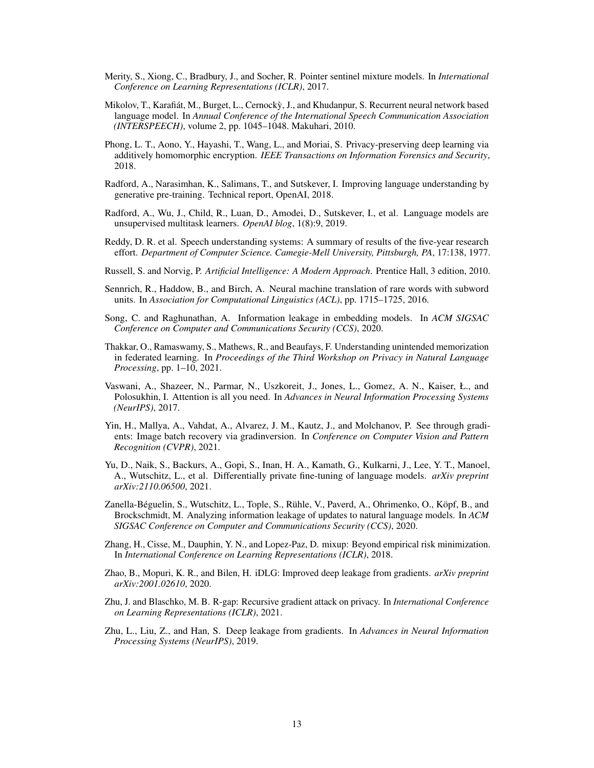Merity, S., Xiong, C., Bradbury, J., and Socher, R. Pointer sentinel mixture models. In *International Conference on Learning Representations (ICLR)*, 2017.

Mikolov, T., Karafiát, M., Burget, L., Cernockỳ, J., and Khudanpur, S. Recurrent neural network based language model. In *Annual Conference of the International Speech Communication Association (INTERSPEECH)*, volume 2, pp. 1045–1048. Makuhari, 2010.

Phong, L. T., Aono, Y., Hayashi, T., Wang, L., and Moriai, S. Privacy-preserving deep learning via additively homomorphic encryption. *IEEE Transactions on Information Forensics and Security*, 2018.

Radford, A., Narasimhan, K., Salimans, T., and Sutskever, I. Improving language understanding by generative pre-training. Technical report, OpenAI, 2018.

Radford, A., Wu, J., Child, R., Luan, D., Amodei, D., Sutskever, I., et al. Language models are unsupervised multitask learners. *OpenAI blog*, 1(8):9, 2019.

Reddy, D. R. et al. Speech understanding systems: A summary of results of the five-year research effort. *Department of Computer Science. Camegie-Mell University, Pittsburgh, PA*, 17:138, 1977.

Russell, S. and Norvig, P. *Artificial Intelligence: A Modern Approach*. Prentice Hall, 3 edition, 2010.

Sennrich, R., Haddow, B., and Birch, A. Neural machine translation of rare words with subword units. In *Association for Computational Linguistics (ACL)*, pp. 1715–1725, 2016.

Song, C. and Raghunathan, A. Information leakage in embedding models. In *ACM SIGSAC Conference on Computer and Communications Security (CCS)*, 2020.

Thakkar, O., Ramaswamy, S., Mathews, R., and Beaufays, F. Understanding unintended memorization in federated learning. In *Proceedings of the Third Workshop on Privacy in Natural Language Processing*, pp. 1–10, 2021.

Vaswani, A., Shazeer, N., Parmar, N., Uszkoreit, J., Jones, L., Gomez, A. N., Kaiser, Ł., and Polosukhin, I. Attention is all you need. In *Advances in Neural Information Processing Systems (NeurIPS)*, 2017.

Yin, H., Mallya, A., Vahdat, A., Alvarez, J. M., Kautz, J., and Molchanov, P. See through gradients: Image batch recovery via gradinversion. In *Conference on Computer Vision and Pattern Recognition (CVPR)*, 2021.

Yu, D., Naik, S., Backurs, A., Gopi, S., Inan, H. A., Kamath, G., Kulkarni, J., Lee, Y. T., Manoel, A., Wutschitz, L., et al. Differentially private fine-tuning of language models. *arXiv preprint arXiv:2110.06500*, 2021.

Zanella-Béguelin, S., Wutschitz, L., Tople, S., Rühle, V., Paverd, A., Ohrimenko, O., Köpf, B., and Brockschmidt, M. Analyzing information leakage of updates to natural language models. In *ACM SIGSAC Conference on Computer and Communications Security (CCS)*, 2020.

Zhang, H., Cisse, M., Dauphin, Y. N., and Lopez-Paz, D. mixup: Beyond empirical risk minimization. In *International Conference on Learning Representations (ICLR)*, 2018.

Zhao, B., Mopuri, K. R., and Bilen, H. iDLG: Improved deep leakage from gradients. *arXiv preprint arXiv:2001.02610*, 2020.

Zhu, J. and Blaschko, M. B. R-gap: Recursive gradient attack on privacy. In *International Conference on Learning Representations (ICLR)*, 2021.

Zhu, L., Liu, Z., and Han, S. Deep leakage from gradients. In *Advances in Neural Information Processing Systems (NeurIPS)*, 2019.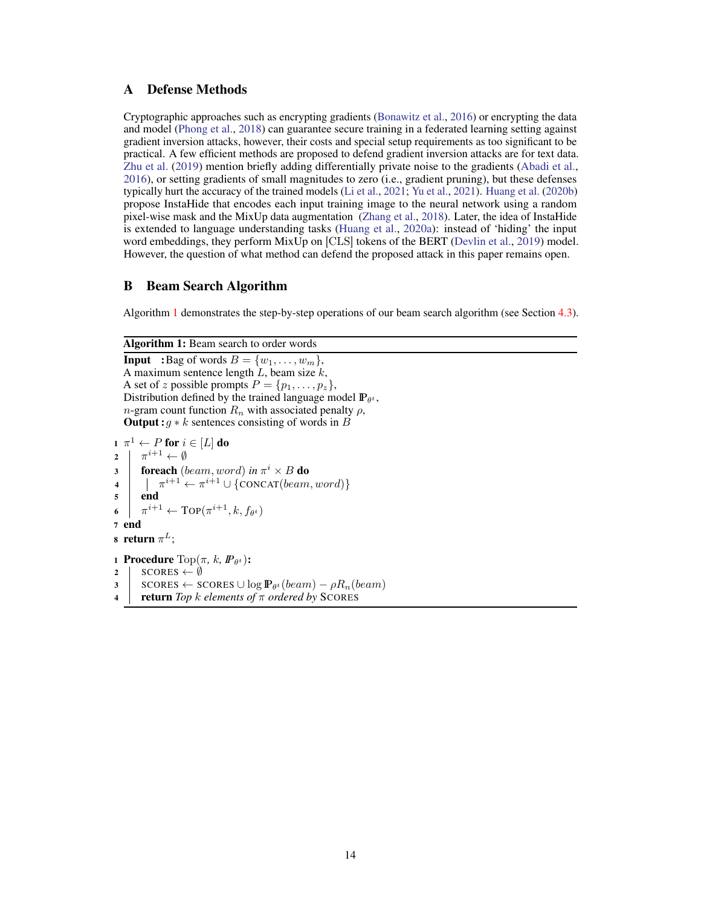## A Defense Methods

Cryptographic approaches such as encrypting gradients (Bonawitz et al., 2016) or encrypting the data and model (Phong et al., 2018) can guarantee secure training in a federated learning setting against gradient inversion attacks, however, their costs and special setup requirements as too significant to be practical. A few efficient methods are proposed to defend gradient inversion attacks are for text data. Zhu et al. (2019) mention briefly adding differentially private noise to the gradients (Abadi et al., 2016), or setting gradients of small magnitudes to zero (i.e., gradient pruning), but these defenses typically hurt the accuracy of the trained models (Li et al., 2021; Yu et al., 2021). Huang et al. (2020b) propose InstaHide that encodes each input training image to the neural network using a random pixel-wise mask and the MixUp data augmentation (Zhang et al., 2018). Later, the idea of InstaHide is extended to language understanding tasks (Huang et al., 2020a): instead of 'hiding' the input word embeddings, they perform MixUp on [CLS] tokens of the BERT (Devlin et al., 2019) model. However, the question of what method can defend the proposed attack in this paper remains open.

## B Beam Search Algorithm

Algorithm 1 demonstrates the step-by-step operations of our beam search algorithm (see Section 4.3).

**Algorithm 1:** Beam search to order words

**Input :** Bag of words $B = \{w_1, \ldots, w_m\}$,
A maximum sentence length $L$, beam size $k$,
A set of $z$ possible prompts $P = \{p_1, \ldots, p_z\}$,
Distribution defined by the trained language model $\mathbb{P}_{\theta^t}$,
$n$-gram count function $R_n$ with associated penalty $\rho$,
**Output :** $g * k$ sentences consisting of words in $B$

```
1  π^1 ← P for i ∈ [L] do
2      π^{i+1} ← ∅
3      foreach (beam, word) in π^i × B do
4          π^{i+1} ← π^{i+1} ∪ {CONCAT(beam, word)}
5      end
6      π^{i+1} ← TOP(π^{i+1}, k, f_{θ^t})
7  end
8  return π^L;
```

```
1  Procedure Top(π, k, P_{θ^t}):
2      SCORES ← ∅
3      SCORES ← SCORES ∪ log P_{θ^t}(beam) − ρR_n(beam)
4      return Top k elements of π ordered by SCORES
```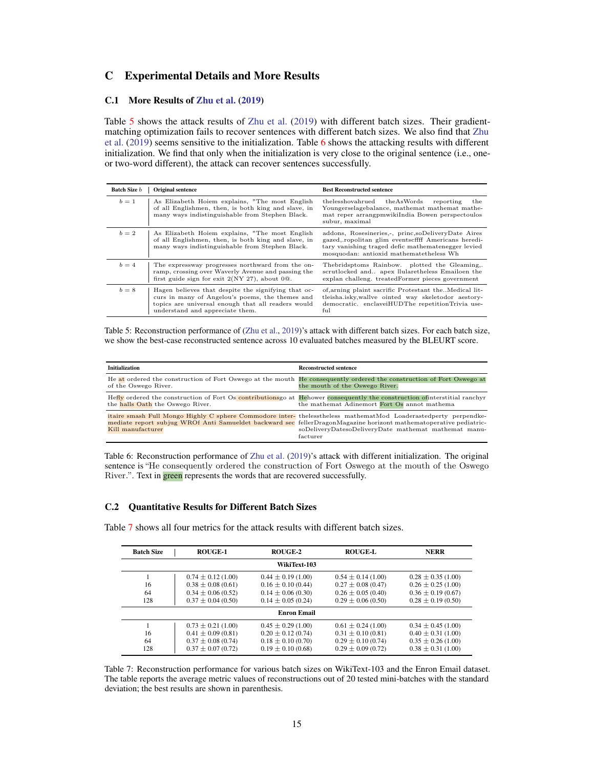# C Experimental Details and More Results

## C.1 More Results of Zhu et al. (2019)

Table 5 shows the attack results of Zhu et al. (2019) with different batch sizes. Their gradient-matching optimization fails to recover sentences with different batch sizes. We also find that Zhu et al. (2019) seems sensitive to the initialization. Table 6 shows the attacking results with different initialization. We find that only when the initialization is very close to the original sentence (i.e., one- or two-word different), the attack can recover sentences successfully.

| Batch Size $b$ | Original sentence | Best Reconstructed sentence |
|---|---|---|
| $b = 1$ | As Elizabeth Hoiem explains, "The most English of all Englishmen, then, is both king and slave, in many ways indistinguishable from Stephen Black. | thelesshovahrued theAsWords reporting the Youngerselagebalance, mathemat mathemat mathemat reper arrangpmwikiIndia Bowen perspectoulos subur, maximal |
| $b = 2$ | As Elizabeth Hoiem explains, "The most English of all Englishmen, then, is both king and slave, in many ways indistinguishable from Stephen Black. | addons, Rosesineries,-, princ,soDeliveryDate Aires gazed,.ropolitan glim eventscffff Americans hereditary vanishing traged defic mathematenegger levied mosquodan: antioxid mathematetheless Wh |
| $b = 4$ | The expressway progresses northward from the on-ramp, crossing over Waverly Avenue and passing the first guide sign for exit 2(NY 27), about 0@. | Thebridsptoms Rainbow. plotted the Gleaming,. scrutlocked and.. apex llularetheless Emailoen the explan challeng. treatedFormer pieces government |
| $b = 8$ | Hagen believes that despite the signifying that occurs in many of Angelou's poems, the themes and topics are universal enough that all readers would understand and appreciate them. | of,arning plaint sacrific Protestant the..Medical littleisha.isky,wallve ointed way skeletodor aestorydemocratic. enclaveiHUDThe repetitionTrivia useful |

Table 5: Reconstruction performance of (Zhu et al., 2019)'s attack with different batch sizes. For each batch size, we show the best-case reconstructed sentence across 10 evaluated batches measured by the BLEURT score.

| Initialization | Reconstructed sentence |
|---|---|
| He at ordered the construction of Fort Oswego at the mouth of the Oswego River. | He consequently ordered the construction of Fort Oswego at the mouth of the Oswego River. |
| Hefly ordered the construction of Fort Os contributionsgo at the halls Oath the Oswego River. | Hehower consequently the construction ofinterstitial ranchyr the mathemat Adinemort Fort Os annot mathema |
| itaire smash Full Mongo Highly C sphere Commodore intermediate report subjug WROf Anti Samueldet backward sec Kill manufacturer | thelesstheless mathematMod Loaderastedperty perpendkefellerDragonMagazine horizont mathematoperative pediatricsoDeliveryDatesoDeliveryDate mathemat mathemat manufacturer |

Table 6: Reconstruction performance of Zhu et al. (2019)'s attack with different initialization. The original sentence is "He consequently ordered the construction of Fort Oswego at the mouth of the Oswego River.". Text in green represents the words that are recovered successfully.

## C.2 Quantitative Results for Different Batch Sizes

Table 7 shows all four metrics for the attack results with different batch sizes.

| Batch Size | ROUGE-1 | ROUGE-2 | ROUGE-L | NERR |
|---|---|---|---|---|
| **WikiText-103** | | | | |
| 1 | $0.74 \pm 0.12$ (1.00) | $0.44 \pm 0.19$ (1.00) | $0.54 \pm 0.14$ (1.00) | $0.28 \pm 0.35$ (1.00) |
| 16 | $0.38 \pm 0.08$ (0.61) | $0.16 \pm 0.10$ (0.44) | $0.27 \pm 0.08$ (0.47) | $0.26 \pm 0.25$ (1.00) |
| 64 | $0.34 \pm 0.06$ (0.52) | $0.14 \pm 0.06$ (0.30) | $0.26 \pm 0.05$ (0.40) | $0.36 \pm 0.19$ (0.67) |
| 128 | $0.37 \pm 0.04$ (0.50) | $0.14 \pm 0.05$ (0.24) | $0.29 \pm 0.06$ (0.50) | $0.28 \pm 0.19$ (0.50) |
| **Enron Email** | | | | |
| 1 | $0.73 \pm 0.21$ (1.00) | $0.45 \pm 0.29$ (1.00) | $0.61 \pm 0.24$ (1.00) | $0.34 \pm 0.45$ (1.00) |
| 16 | $0.41 \pm 0.09$ (0.81) | $0.20 \pm 0.12$ (0.74) | $0.31 \pm 0.10$ (0.81) | $0.40 \pm 0.31$ (1.00) |
| 64 | $0.37 \pm 0.08$ (0.74) | $0.18 \pm 0.10$ (0.70) | $0.29 \pm 0.10$ (0.74) | $0.35 \pm 0.26$ (1.00) |
| 128 | $0.37 \pm 0.07$ (0.72) | $0.19 \pm 0.10$ (0.68) | $0.29 \pm 0.09$ (0.72) | $0.38 \pm 0.31$ (1.00) |

Table 7: Reconstruction performance for various batch sizes on WikiText-103 and the Enron Email dataset. The table reports the average metric values of reconstructions out of 20 tested mini-batches with the standard deviation; the best results are shown in parenthesis.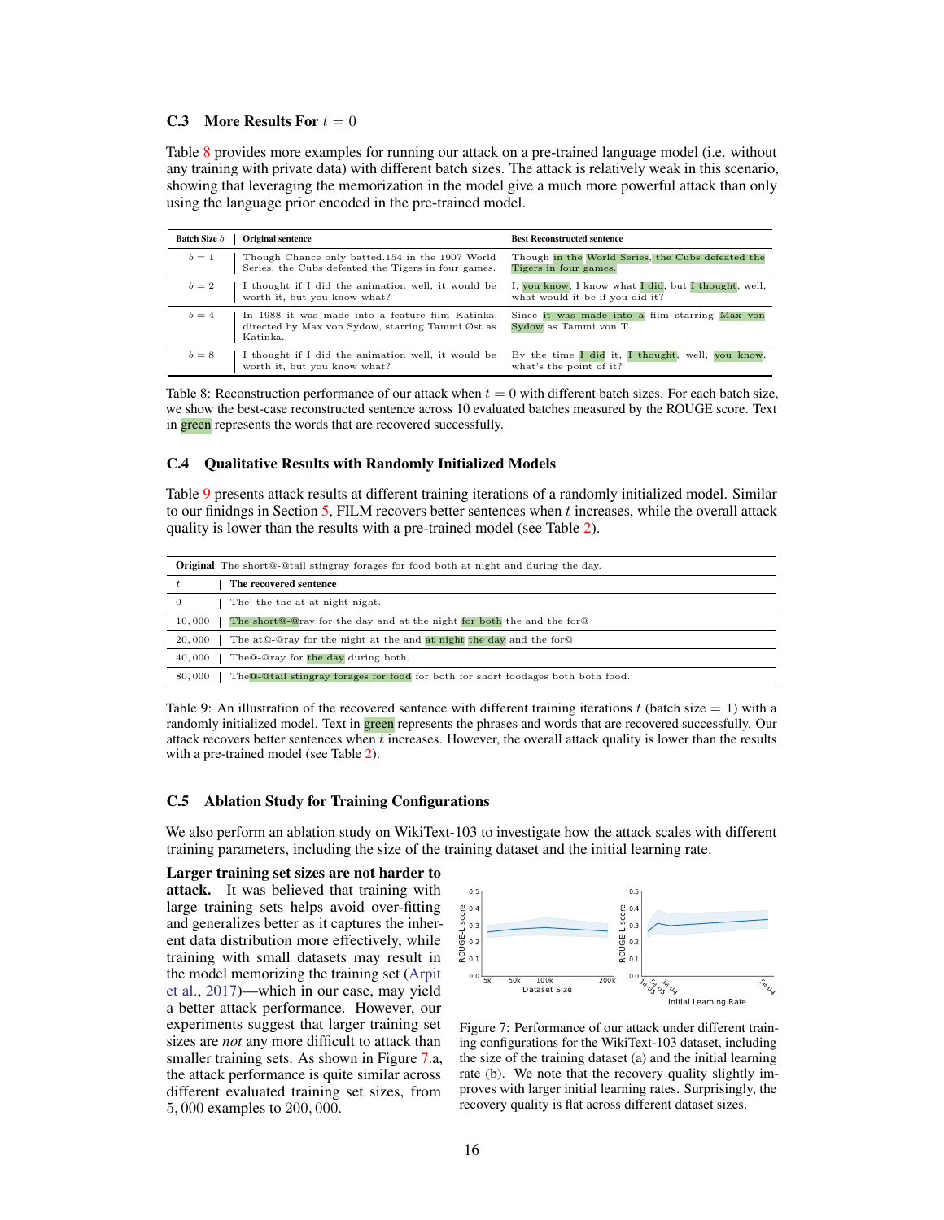### C.3 More Results For $t = 0$

Table 8 provides more examples for running our attack on a pre-trained language model (i.e. without any training with private data) with different batch sizes. The attack is relatively weak in this scenario, showing that leveraging the memorization in the model give a much more powerful attack than only using the language prior encoded in the pre-trained model.

| Batch Size $b$ | Original sentence | Best Reconstructed sentence |
|---|---|---|
| $b = 1$ | Though Chance only batted.154 in the 1907 World Series, the Cubs defeated the Tigers in four games. | Though in the World Series, the Cubs defeated the Tigers in four games. |
| $b = 2$ | I thought if I did the animation well, it would be worth it, but you know what? | I, you know, I know what I did, but I thought, well, what would it be if you did it? |
| $b = 4$ | In 1988 it was made into a feature film Katinka, directed by Max von Sydow, starring Tammi Øst as Katinka. | Since it was made into a film starring Max von Sydow as Tammi von T. |
| $b = 8$ | I thought if I did the animation well, it would be worth it, but you know what? | By the time I did it, I thought, well, you know, what's the point of it? |

Table 8: Reconstruction performance of our attack when $t = 0$ with different batch sizes. For each batch size, we show the best-case reconstructed sentence across 10 evaluated batches measured by the ROUGE score. Text in green represents the words that are recovered successfully.

### C.4 Qualitative Results with Randomly Initialized Models

Table 9 presents attack results at different training iterations of a randomly initialized model. Similar to our finidngs in Section 5, FILM recovers better sentences when $t$ increases, while the overall attack quality is lower than the results with a pre-trained model (see Table 2).

**Original**: The short@-@tail stingray forages for food both at night and during the day.

| $t$ | The recovered sentence |
|---|---|
| 0 | The' the the at at night night. |
| 10,000 | The short@-@ray for the day and at the night for both the and the for@ |
| 20,000 | The at@-@ray for the night at the and at night the day and the for@ |
| 40,000 | The@-@ray for the day during both. |
| 80,000 | The@-@tail stingray forages for food for both for short foodages both both food. |

Table 9: An illustration of the recovered sentence with different training iterations $t$ (batch size = 1) with a randomly initialized model. Text in green represents the phrases and words that are recovered successfully. Our attack recovers better sentences when $t$ increases. However, the overall attack quality is lower than the results with a pre-trained model (see Table 2).

### C.5 Ablation Study for Training Configurations

We also perform an ablation study on WikiText-103 to investigate how the attack scales with different training parameters, including the size of the training dataset and the initial learning rate.

**Larger training set sizes are not harder to attack.** It was believed that training with large training sets helps avoid over-fitting and generalizes better as it captures the inherent data distribution more effectively, while training with small datasets may result in the model memorizing the training set (Arpit et al., 2017)—which in our case, may yield a better attack performance. However, our experiments suggest that larger training set sizes are *not* any more difficult to attack than smaller training sets. As shown in Figure 7.a, the attack performance is quite similar across different evaluated training set sizes, from 5,000 examples to 200,000.

Figure 7: Performance of our attack under different training configurations for the WikiText-103 dataset, including the size of the training dataset (a) and the initial learning rate (b). We note that the recovery quality slightly improves with larger initial learning rates. Surprisingly, the recovery quality is flat across different dataset sizes.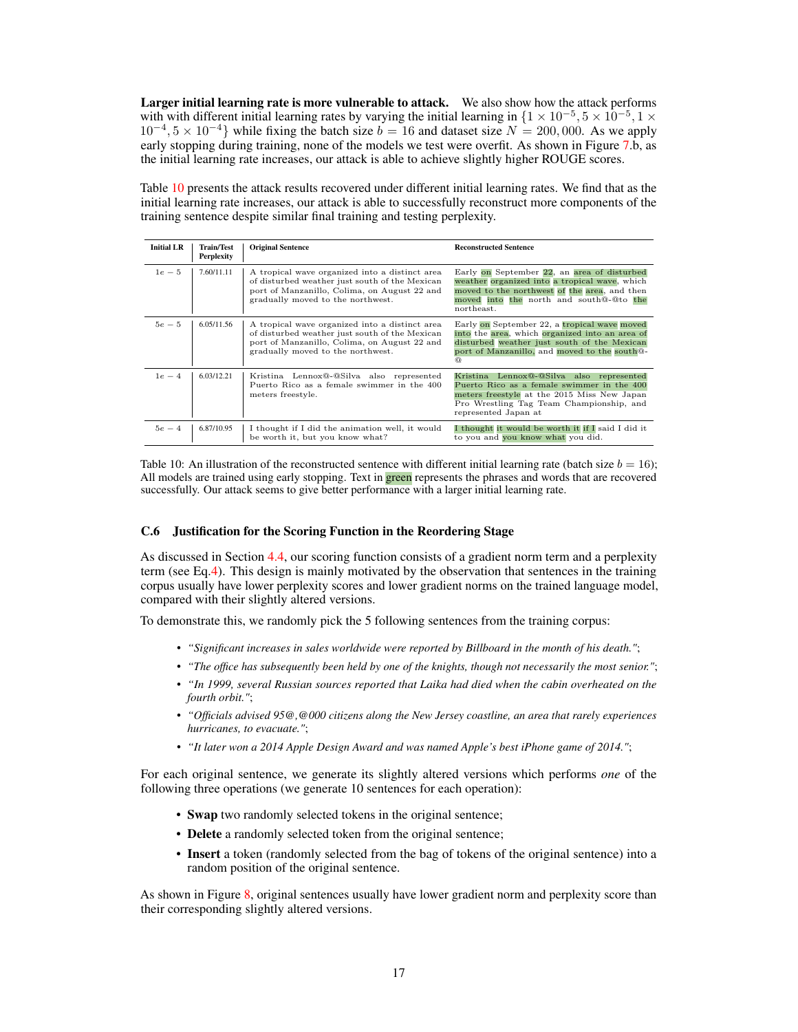**Larger initial learning rate is more vulnerable to attack.** We also show how the attack performs with with different initial learning rates by varying the initial learning in $\{1 \times 10^{-5}, 5 \times 10^{-5}, 1 \times 10^{-4}, 5 \times 10^{-4}\}$ while fixing the batch size $b = 16$ and dataset size $N = 200,000$. As we apply early stopping during training, none of the models we test were overfit. As shown in Figure 7.b, as the initial learning rate increases, our attack is able to achieve slightly higher ROUGE scores.

Table 10 presents the attack results recovered under different initial learning rates. We find that as the initial learning rate increases, our attack is able to successfully reconstruct more components of the training sentence despite similar final training and testing perplexity.

| Initial LR | Train/Test Perplexity | Original Sentence | Reconstructed Sentence |
|---|---|---|---|
| $1e-5$ | 7.60/11.11 | A tropical wave organized into a distinct area of disturbed weather just south of the Mexican port of Manzanillo, Colima, on August 22 and gradually moved to the northwest. | Early on September 22, an area of disturbed weather organized into a tropical wave, which moved to the northwest of the area, and then moved into the north and south@-@to the northeast. |
| $5e-5$ | 6.05/11.56 | A tropical wave organized into a distinct area of disturbed weather just south of the Mexican port of Manzanillo, Colima, on August 22 and gradually moved to the northwest. | Early on September 22, a tropical wave moved into the area, which organized into an area of disturbed weather just south of the Mexican port of Manzanillo, and moved to the south@-@ |
| $1e-4$ | 6.03/12.21 | Kristina Lennox@-@Silva also represented Puerto Rico as a female swimmer in the 400 meters freestyle. | Kristina Lennox@-@Silva also represented Puerto Rico as a female swimmer in the 400 meters freestyle at the 2015 Miss New Japan Pro Wrestling Tag Team Championship, and represented Japan at |
| $5e-4$ | 6.87/10.95 | I thought if I did the animation well, it would be worth it, but you know what? | I thought it would be worth it if I said I did it to you and you know what you did. |

Table 10: An illustration of the reconstructed sentence with different initial learning rate (batch size $b = 16$); All models are trained using early stopping. Text in green represents the phrases and words that are recovered successfully. Our attack seems to give better performance with a larger initial learning rate.

### C.6 Justification for the Scoring Function in the Reordering Stage

As discussed in Section 4.4, our scoring function consists of a gradient norm term and a perplexity term (see Eq.4). This design is mainly motivated by the observation that sentences in the training corpus usually have lower perplexity scores and lower gradient norms on the trained language model, compared with their slightly altered versions.

To demonstrate this, we randomly pick the 5 following sentences from the training corpus:

- *"Significant increases in sales worldwide were reported by Billboard in the month of his death."*;
- *"The office has subsequently been held by one of the knights, though not necessarily the most senior."*;
- *"In 1999, several Russian sources reported that Laika had died when the cabin overheated on the fourth orbit."*;
- *"Officials advised 95@,@000 citizens along the New Jersey coastline, an area that rarely experiences hurricanes, to evacuate."*;
- *"It later won a 2014 Apple Design Award and was named Apple's best iPhone game of 2014."*;

For each original sentence, we generate its slightly altered versions which performs *one* of the following three operations (we generate 10 sentences for each operation):

- **Swap** two randomly selected tokens in the original sentence;
- **Delete** a randomly selected token from the original sentence;
- **Insert** a token (randomly selected from the bag of tokens of the original sentence) into a random position of the original sentence.

As shown in Figure 8, original sentences usually have lower gradient norm and perplexity score than their corresponding slightly altered versions.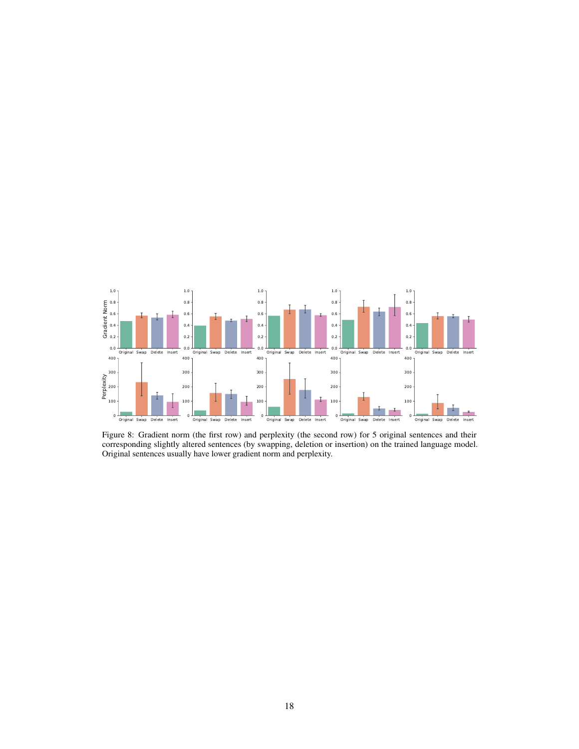Gradient Norm

1.0
0.8
0.6
0.4
0.2
0.0

Original Swap Delete Insert

Perplexity

400
300
200
100
0

Original Swap Delete Insert

Figure 8: Gradient norm (the first row) and perplexity (the second row) for 5 original sentences and their corresponding slightly altered sentences (by swapping, deletion or insertion) on the trained language model. Original sentences usually have lower gradient norm and perplexity.